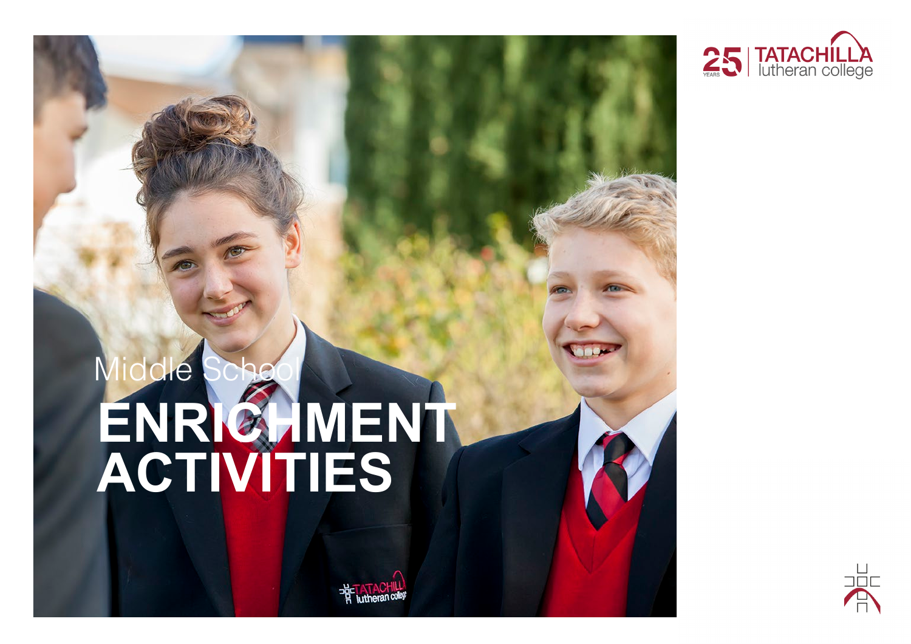25 YEARS | TATACHILLA lutheran college

Middle School

# ENRICHMENT ACTIVITIES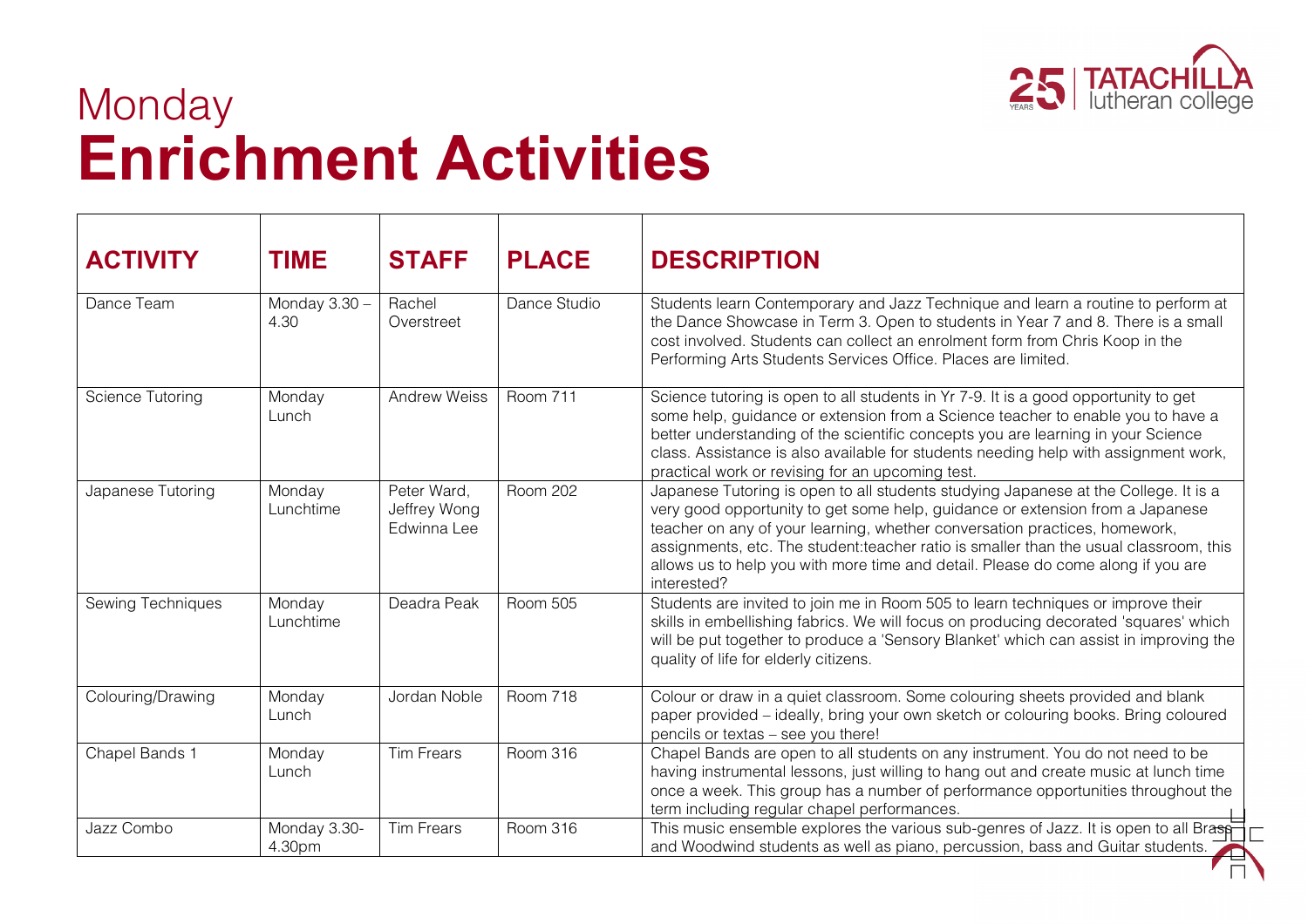# Monday
# Enrichment Activities

| ACTIVITY | TIME | STAFF | PLACE | DESCRIPTION |
|---|---|---|---|---|
| Dance Team | Monday 3.30 – 4.30 | Rachel Overstreet | Dance Studio | Students learn Contemporary and Jazz Technique and learn a routine to perform at the Dance Showcase in Term 3. Open to students in Year 7 and 8. There is a small cost involved. Students can collect an enrolment form from Chris Koop in the Performing Arts Students Services Office. Places are limited. |
| Science Tutoring | Monday Lunch | Andrew Weiss | Room 711 | Science tutoring is open to all students in Yr 7-9. It is a good opportunity to get some help, guidance or extension from a Science teacher to enable you to have a better understanding of the scientific concepts you are learning in your Science class. Assistance is also available for students needing help with assignment work, practical work or revising for an upcoming test. |
| Japanese Tutoring | Monday Lunchtime | Peter Ward, Jeffrey Wong Edwinna Lee | Room 202 | Japanese Tutoring is open to all students studying Japanese at the College. It is a very good opportunity to get some help, guidance or extension from a Japanese teacher on any of your learning, whether conversation practices, homework, assignments, etc. The student:teacher ratio is smaller than the usual classroom, this allows us to help you with more time and detail. Please do come along if you are interested? |
| Sewing Techniques | Monday Lunchtime | Deadra Peak | Room 505 | Students are invited to join me in Room 505 to learn techniques or improve their skills in embellishing fabrics. We will focus on producing decorated 'squares' which will be put together to produce a 'Sensory Blanket' which can assist in improving the quality of life for elderly citizens. |
| Colouring/Drawing | Monday Lunch | Jordan Noble | Room 718 | Colour or draw in a quiet classroom. Some colouring sheets provided and blank paper provided – ideally, bring your own sketch or colouring books. Bring coloured pencils or textas – see you there! |
| Chapel Bands 1 | Monday Lunch | Tim Frears | Room 316 | Chapel Bands are open to all students on any instrument. You do not need to be having instrumental lessons, just willing to hang out and create music at lunch time once a week. This group has a number of performance opportunities throughout the term including regular chapel performances. |
| Jazz Combo | Monday 3.30-4.30pm | Tim Frears | Room 316 | This music ensemble explores the various sub-genres of Jazz. It is open to all Brass and Woodwind students as well as piano, percussion, bass and Guitar students. |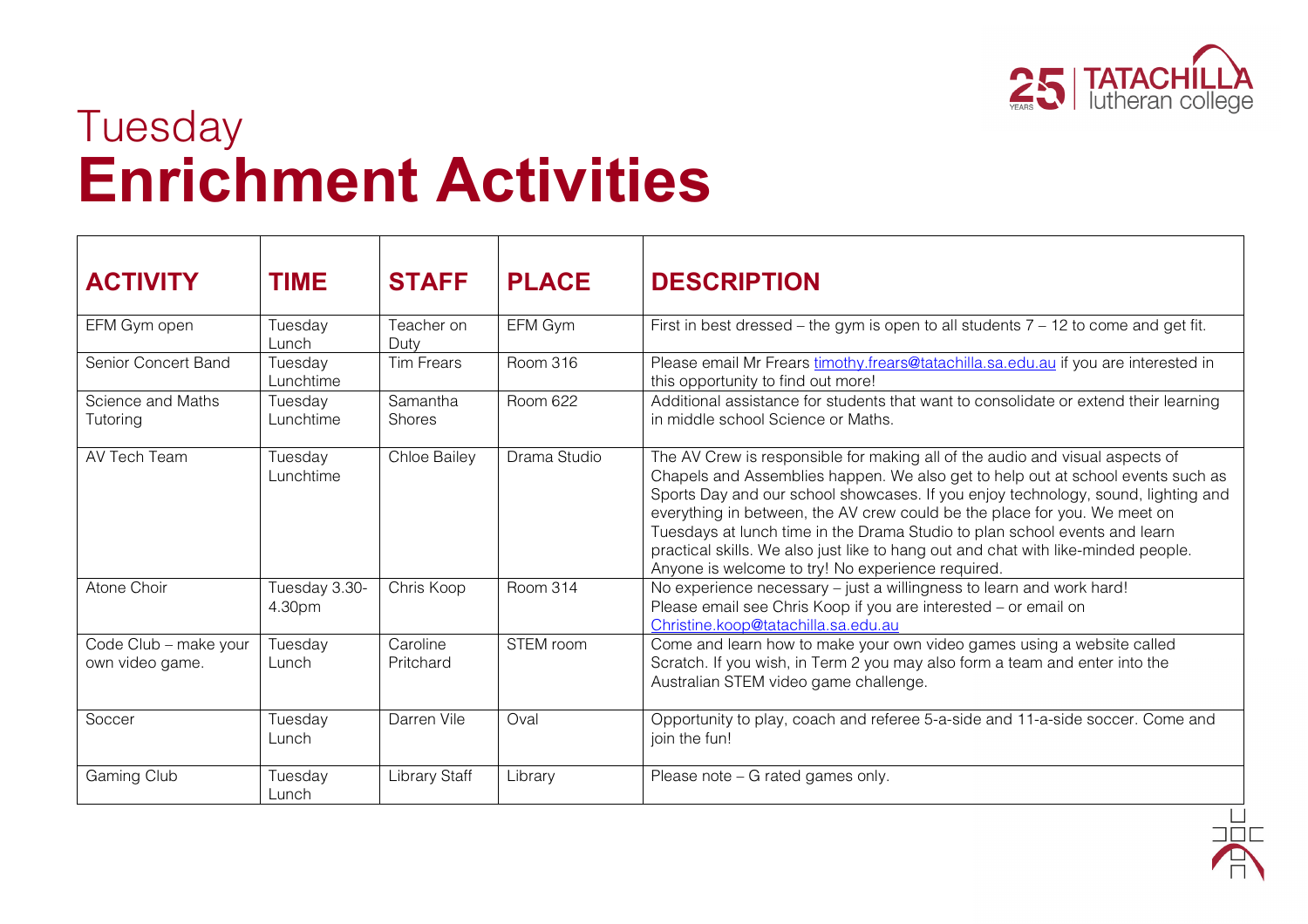# Tuesday
# **Enrichment Activities**

| ACTIVITY | TIME | STAFF | PLACE | DESCRIPTION |
|---|---|---|---|---|
| EFM Gym open | Tuesday Lunch | Teacher on Duty | EFM Gym | First in best dressed – the gym is open to all students 7 – 12 to come and get fit. |
| Senior Concert Band | Tuesday Lunchtime | Tim Frears | Room 316 | Please email Mr Frears timothy.frears@tatachilla.sa.edu.au if you are interested in this opportunity to find out more! |
| Science and Maths Tutoring | Tuesday Lunchtime | Samantha Shores | Room 622 | Additional assistance for students that want to consolidate or extend their learning in middle school Science or Maths. |
| AV Tech Team | Tuesday Lunchtime | Chloe Bailey | Drama Studio | The AV Crew is responsible for making all of the audio and visual aspects of Chapels and Assemblies happen. We also get to help out at school events such as Sports Day and our school showcases. If you enjoy technology, sound, lighting and everything in between, the AV crew could be the place for you. We meet on Tuesdays at lunch time in the Drama Studio to plan school events and learn practical skills. We also just like to hang out and chat with like-minded people. Anyone is welcome to try! No experience required. |
| Atone Choir | Tuesday 3.30-4.30pm | Chris Koop | Room 314 | No experience necessary – just a willingness to learn and work hard! Please email see Chris Koop if you are interested – or email on Christine.koop@tatachilla.sa.edu.au |
| Code Club – make your own video game. | Tuesday Lunch | Caroline Pritchard | STEM room | Come and learn how to make your own video games using a website called Scratch. If you wish, in Term 2 you may also form a team and enter into the Australian STEM video game challenge. |
| Soccer | Tuesday Lunch | Darren Vile | Oval | Opportunity to play, coach and referee 5-a-side and 11-a-side soccer. Come and join the fun! |
| Gaming Club | Tuesday Lunch | Library Staff | Library | Please note – G rated games only. |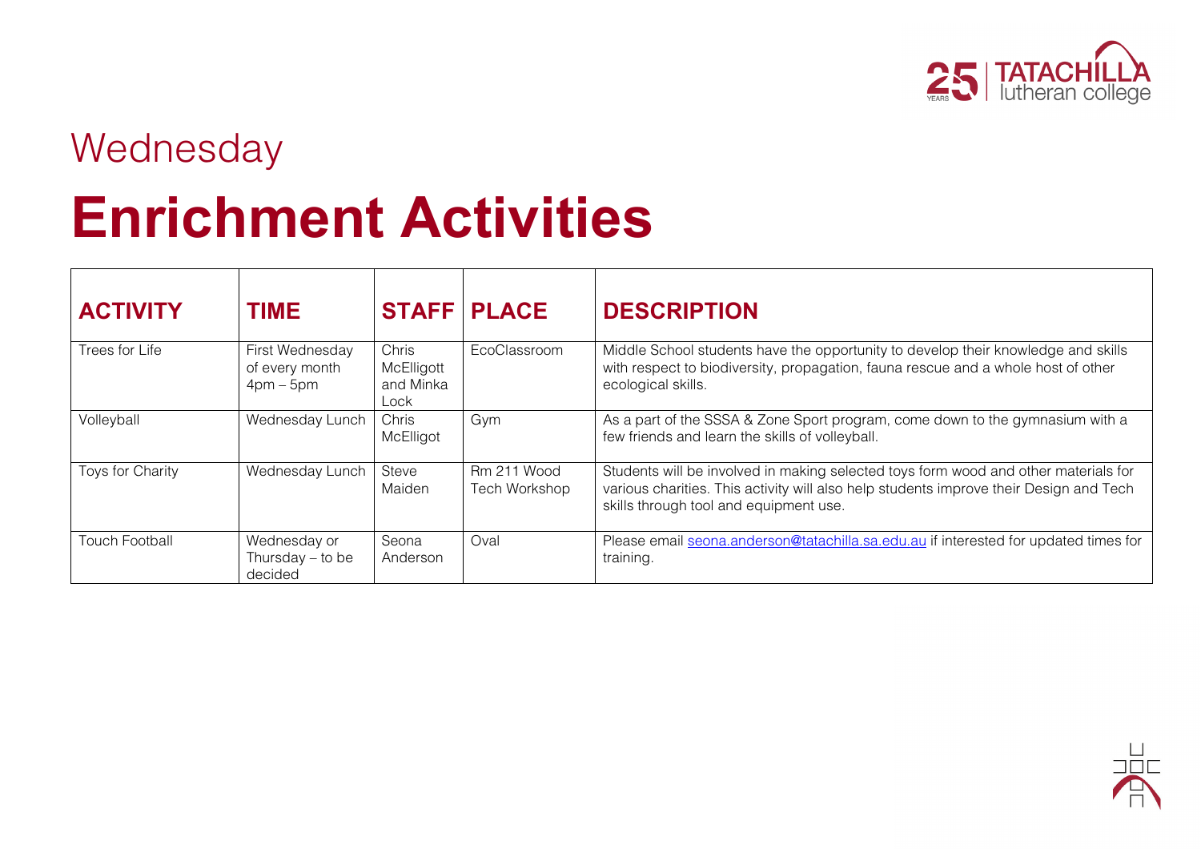# Wednesday

# Enrichment Activities

| ACTIVITY | TIME | STAFF | PLACE | DESCRIPTION |
| --- | --- | --- | --- | --- |
| Trees for Life | First Wednesday of every month 4pm – 5pm | Chris McElligott and Minka Lock | EcoClassroom | Middle School students have the opportunity to develop their knowledge and skills with respect to biodiversity, propagation, fauna rescue and a whole host of other ecological skills. |
| Volleyball | Wednesday Lunch | Chris McElligot | Gym | As a part of the SSSA & Zone Sport program, come down to the gymnasium with a few friends and learn the skills of volleyball. |
| Toys for Charity | Wednesday Lunch | Steve Maiden | Rm 211 Wood Tech Workshop | Students will be involved in making selected toys form wood and other materials for various charities. This activity will also help students improve their Design and Tech skills through tool and equipment use. |
| Touch Football | Wednesday or Thursday – to be decided | Seona Anderson | Oval | Please email seona.anderson@tatachilla.sa.edu.au if interested for updated times for training. |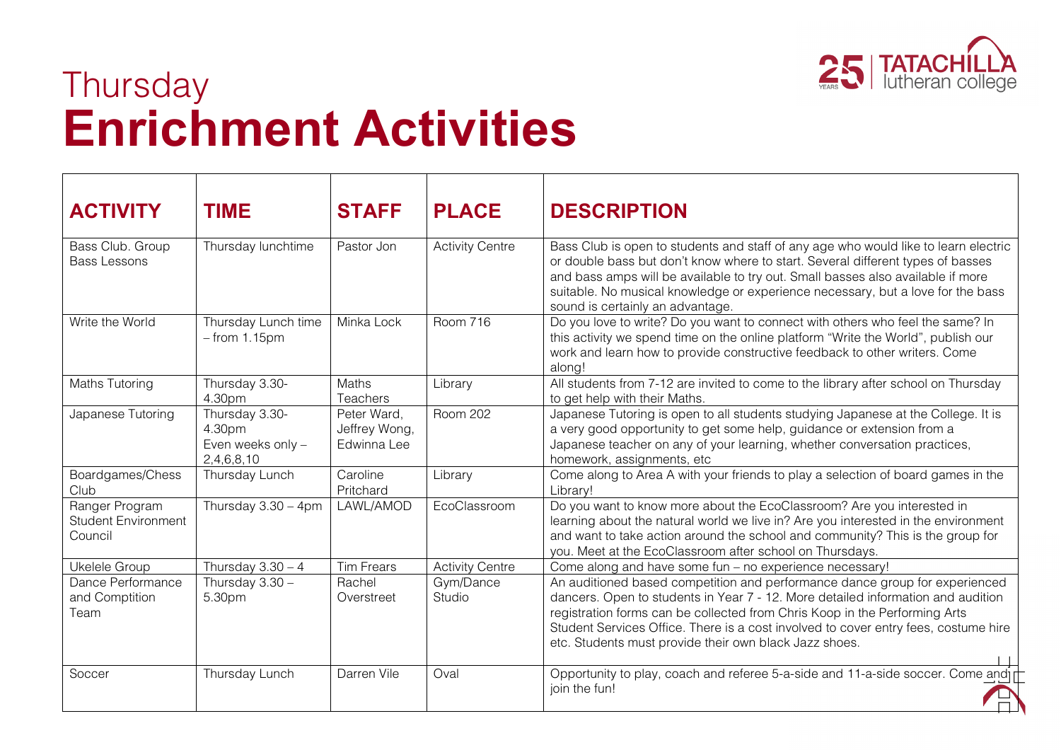# Thursday
# **Enrichment Activities**

| ACTIVITY | TIME | STAFF | PLACE | DESCRIPTION |
|---|---|---|---|---|
| Bass Club. Group Bass Lessons | Thursday lunchtime | Pastor Jon | Activity Centre | Bass Club is open to students and staff of any age who would like to learn electric or double bass but don't know where to start. Several different types of basses and bass amps will be available to try out. Small basses also available if more suitable. No musical knowledge or experience necessary, but a love for the bass sound is certainly an advantage. |
| Write the World | Thursday Lunch time – from 1.15pm | Minka Lock | Room 716 | Do you love to write? Do you want to connect with others who feel the same? In this activity we spend time on the online platform "Write the World", publish our work and learn how to provide constructive feedback to other writers. Come along! |
| Maths Tutoring | Thursday 3.30-4.30pm | Maths Teachers | Library | All students from 7-12 are invited to come to the library after school on Thursday to get help with their Maths. |
| Japanese Tutoring | Thursday 3.30-4.30pm Even weeks only – 2,4,6,8,10 | Peter Ward, Jeffrey Wong, Edwinna Lee | Room 202 | Japanese Tutoring is open to all students studying Japanese at the College. It is a very good opportunity to get some help, guidance or extension from a Japanese teacher on any of your learning, whether conversation practices, homework, assignments, etc |
| Boardgames/Chess Club | Thursday Lunch | Caroline Pritchard | Library | Come along to Area A with your friends to play a selection of board games in the Library! |
| Ranger Program Student Environment Council | Thursday 3.30 – 4pm | LAWL/AMOD | EcoClassroom | Do you want to know more about the EcoClassroom? Are you interested in learning about the natural world we live in? Are you interested in the environment and want to take action around the school and community? This is the group for you. Meet at the EcoClassroom after school on Thursdays. |
| Ukelele Group | Thursday 3.30 – 4 | Tim Frears | Activity Centre | Come along and have some fun – no experience necessary! |
| Dance Performance and Comptition Team | Thursday 3.30 – 5.30pm | Rachel Overstreet | Gym/Dance Studio | An auditioned based competition and performance dance group for experienced dancers. Open to students in Year 7 - 12. More detailed information and audition registration forms can be collected from Chris Koop in the Performing Arts Student Services Office. There is a cost involved to cover entry fees, costume hire etc. Students must provide their own black Jazz shoes. |
| Soccer | Thursday Lunch | Darren Vile | Oval | Opportunity to play, coach and referee 5-a-side and 11-a-side soccer. Come and join the fun! |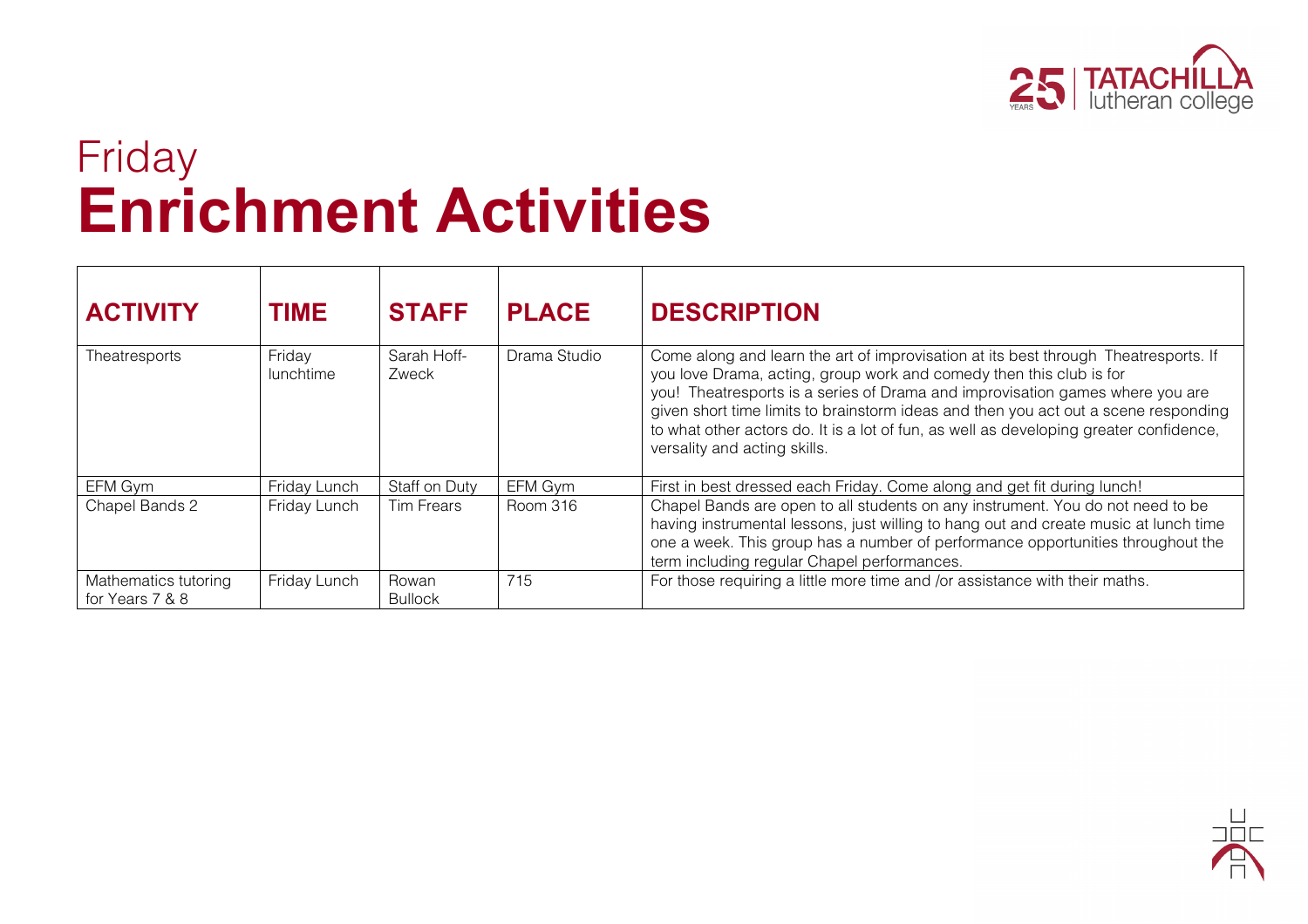# Friday
# **Enrichment Activities**

| ACTIVITY | TIME | STAFF | PLACE | DESCRIPTION |
|---|---|---|---|---|
| Theatresports | Friday lunchtime | Sarah Hoff-Zweck | Drama Studio | Come along and learn the art of improvisation at its best through Theatresports. If you love Drama, acting, group work and comedy then this club is for you! Theatresports is a series of Drama and improvisation games where you are given short time limits to brainstorm ideas and then you act out a scene responding to what other actors do. It is a lot of fun, as well as developing greater confidence, versality and acting skills. |
| EFM Gym | Friday Lunch | Staff on Duty | EFM Gym | First in best dressed each Friday. Come along and get fit during lunch! |
| Chapel Bands 2 | Friday Lunch | Tim Frears | Room 316 | Chapel Bands are open to all students on any instrument. You do not need to be having instrumental lessons, just willing to hang out and create music at lunch time one a week. This group has a number of performance opportunities throughout the term including regular Chapel performances. |
| Mathematics tutoring for Years 7 & 8 | Friday Lunch | Rowan Bullock | 715 | For those requiring a little more time and /or assistance with their maths. |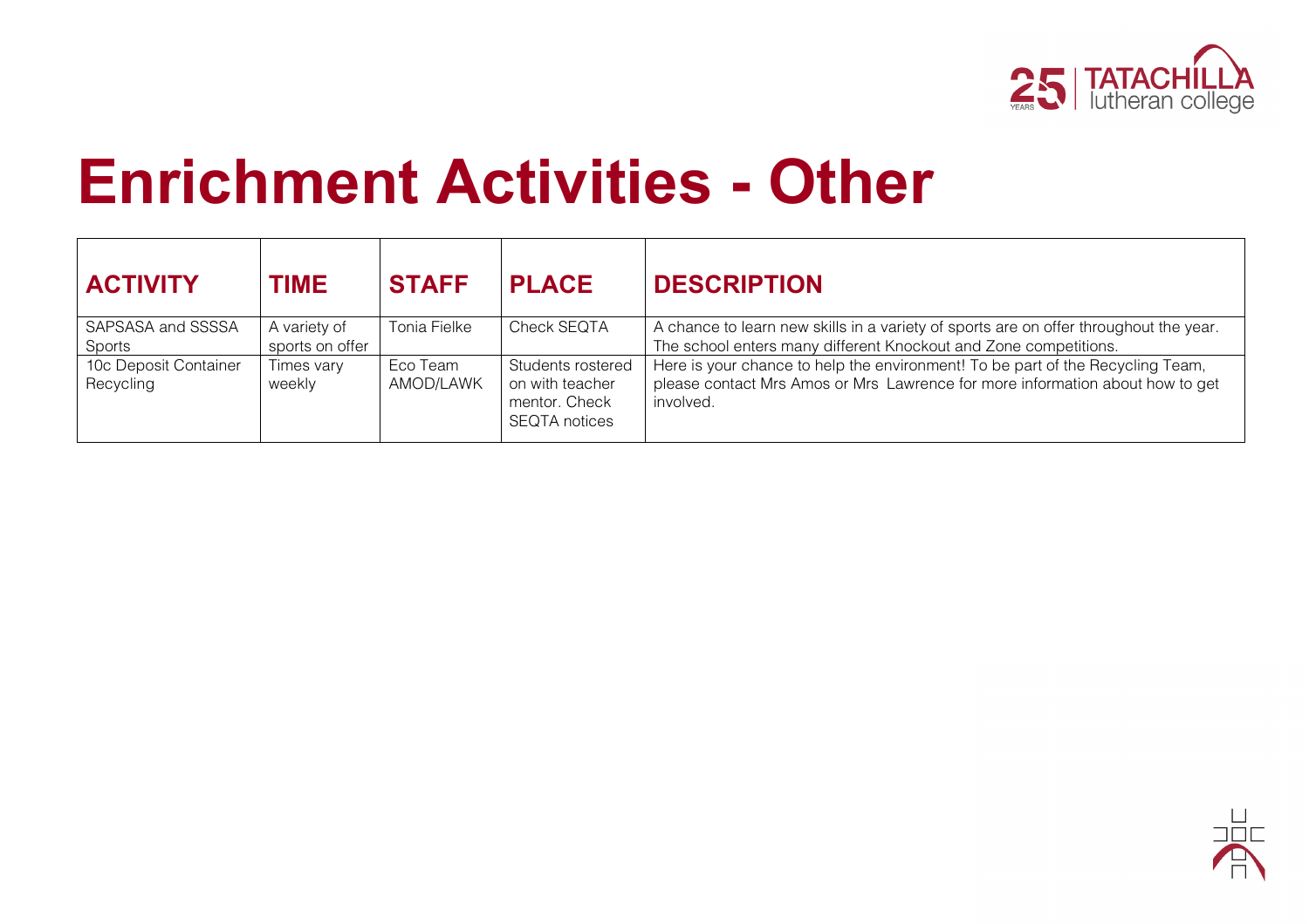# Enrichment Activities - Other

| ACTIVITY | TIME | STAFF | PLACE | DESCRIPTION |
|---|---|---|---|---|
| SAPSASA and SSSSA Sports | A variety of sports on offer | Tonia Fielke | Check SEQTA | A chance to learn new skills in a variety of sports are on offer throughout the year. The school enters many different Knockout and Zone competitions. |
| 10c Deposit Container Recycling | Times vary weekly | Eco Team AMOD/LAWK | Students rostered on with teacher mentor. Check SEQTA notices | Here is your chance to help the environment! To be part of the Recycling Team, please contact Mrs Amos or Mrs Lawrence for more information about how to get involved. |